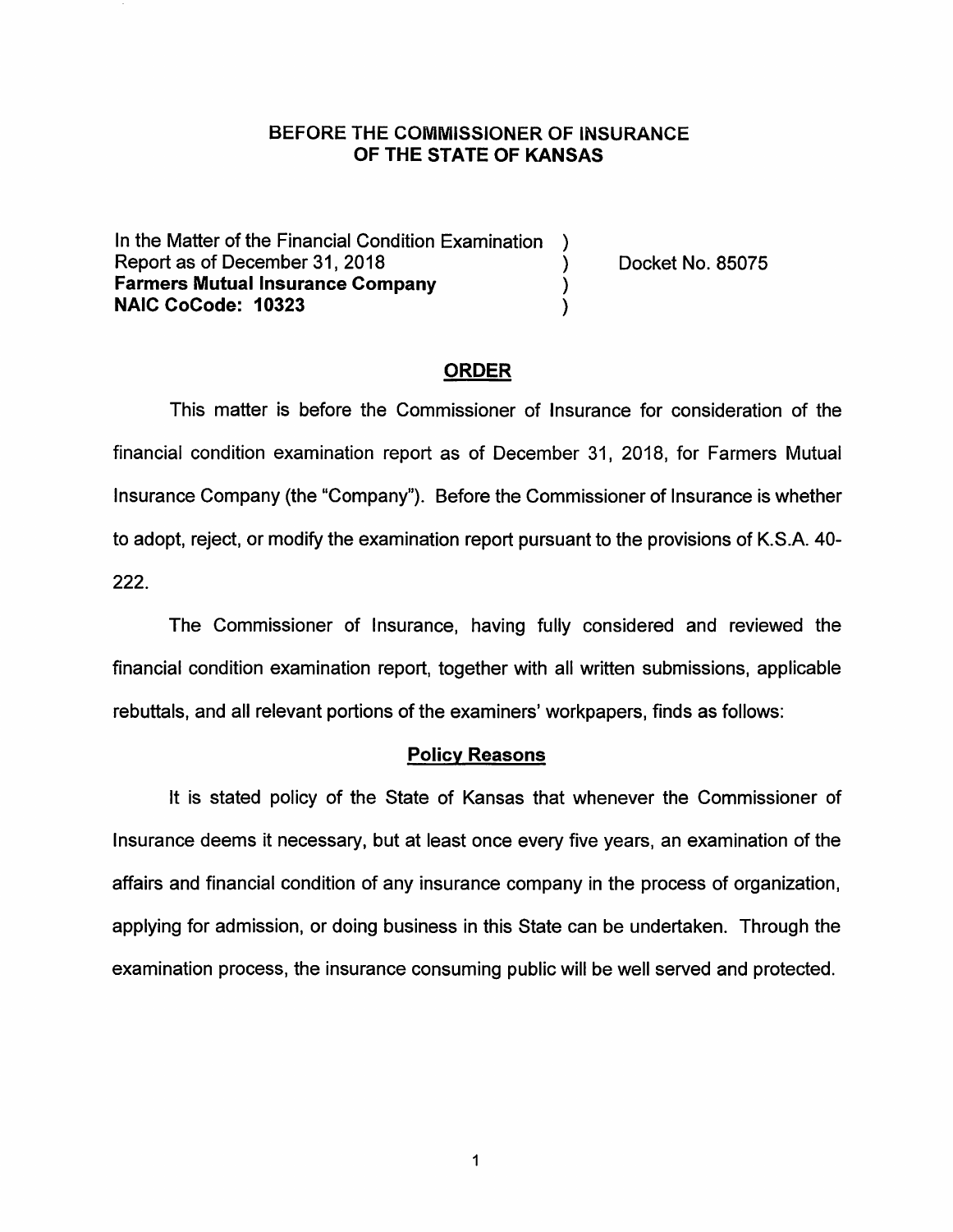**BEFORE THE COMMISSIONER OF INSURANCE**
**OF THE STATE OF KANSAS**

In the Matter of the Financial Condition Examination )
Report as of December 31, 2018 ) Docket No. 85075
**Farmers Mutual Insurance Company** )
**NAIC CoCode: 10323** )

## ORDER

This matter is before the Commissioner of Insurance for consideration of the financial condition examination report as of December 31, 2018, for Farmers Mutual Insurance Company (the "Company"). Before the Commissioner of Insurance is whether to adopt, reject, or modify the examination report pursuant to the provisions of K.S.A. 40-222.

The Commissioner of Insurance, having fully considered and reviewed the financial condition examination report, together with all written submissions, applicable rebuttals, and all relevant portions of the examiners' workpapers, finds as follows:

### Policy Reasons

It is stated policy of the State of Kansas that whenever the Commissioner of Insurance deems it necessary, but at least once every five years, an examination of the affairs and financial condition of any insurance company in the process of organization, applying for admission, or doing business in this State can be undertaken. Through the examination process, the insurance consuming public will be well served and protected.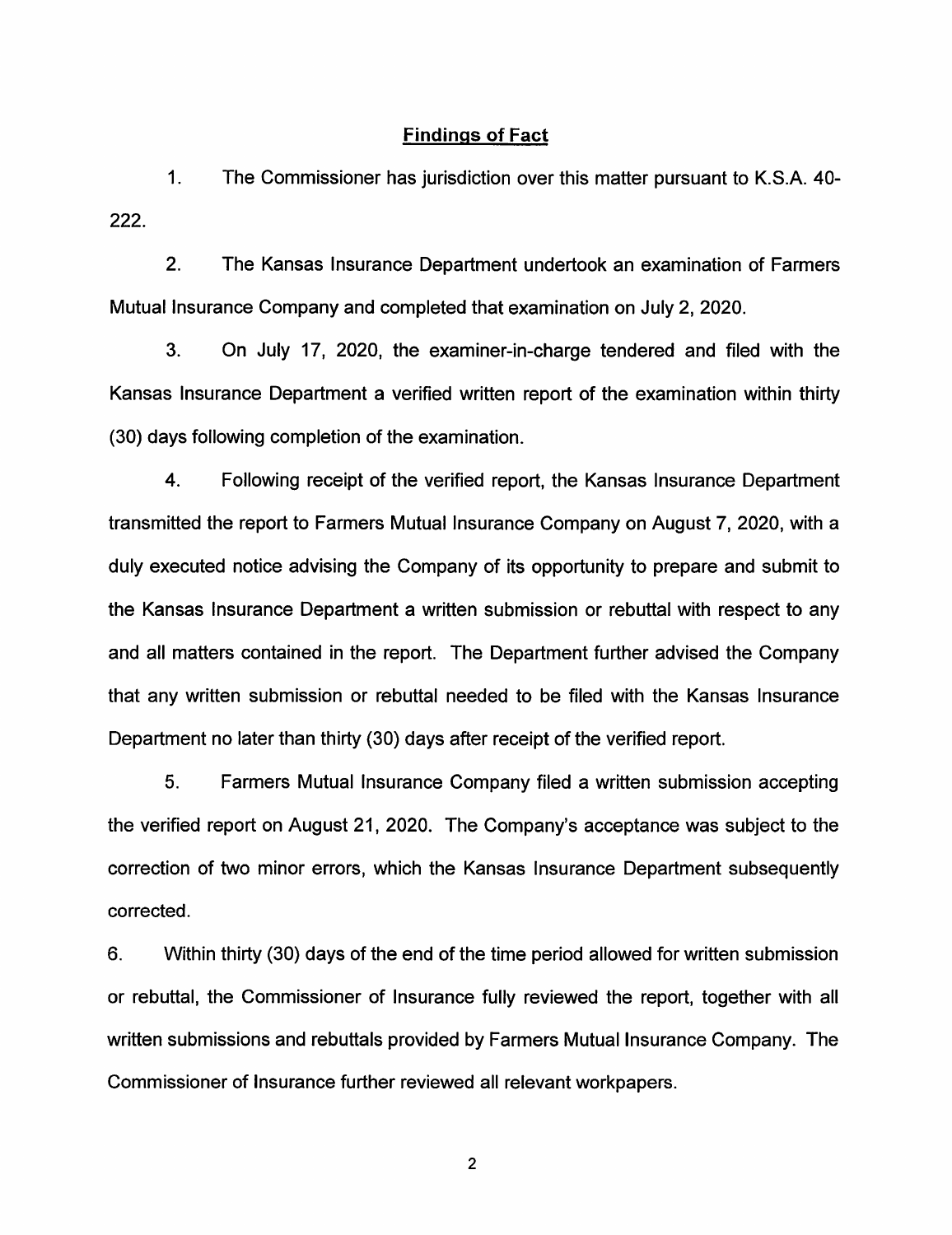## Findings of Fact

1. The Commissioner has jurisdiction over this matter pursuant to K.S.A. 40-222.

2. The Kansas Insurance Department undertook an examination of Farmers Mutual Insurance Company and completed that examination on July 2, 2020.

3. On July 17, 2020, the examiner-in-charge tendered and filed with the Kansas Insurance Department a verified written report of the examination within thirty (30) days following completion of the examination.

4. Following receipt of the verified report, the Kansas Insurance Department transmitted the report to Farmers Mutual Insurance Company on August 7, 2020, with a duly executed notice advising the Company of its opportunity to prepare and submit to the Kansas Insurance Department a written submission or rebuttal with respect to any and all matters contained in the report. The Department further advised the Company that any written submission or rebuttal needed to be filed with the Kansas Insurance Department no later than thirty (30) days after receipt of the verified report.

5. Farmers Mutual Insurance Company filed a written submission accepting the verified report on August 21, 2020. The Company's acceptance was subject to the correction of two minor errors, which the Kansas Insurance Department subsequently corrected.

6. Within thirty (30) days of the end of the time period allowed for written submission or rebuttal, the Commissioner of Insurance fully reviewed the report, together with all written submissions and rebuttals provided by Farmers Mutual Insurance Company. The Commissioner of Insurance further reviewed all relevant workpapers.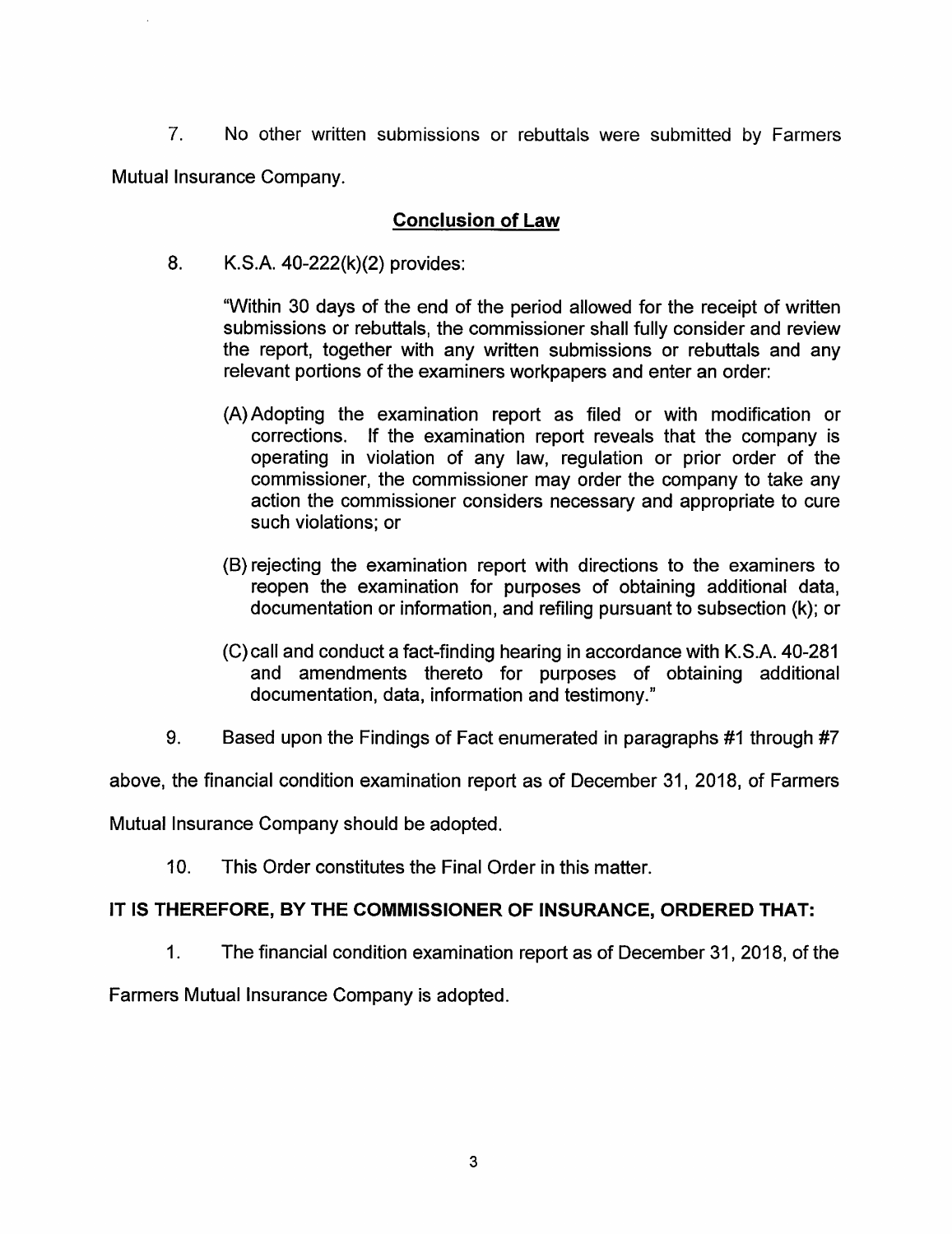7. No other written submissions or rebuttals were submitted by Farmers Mutual Insurance Company.

## Conclusion of Law

8. K.S.A. 40-222(k)(2) provides:

> "Within 30 days of the end of the period allowed for the receipt of written submissions or rebuttals, the commissioner shall fully consider and review the report, together with any written submissions or rebuttals and any relevant portions of the examiners workpapers and enter an order:
>
> (A) Adopting the examination report as filed or with modification or corrections. If the examination report reveals that the company is operating in violation of any law, regulation or prior order of the commissioner, the commissioner may order the company to take any action the commissioner considers necessary and appropriate to cure such violations; or
>
> (B) rejecting the examination report with directions to the examiners to reopen the examination for purposes of obtaining additional data, documentation or information, and refiling pursuant to subsection (k); or
>
> (C) call and conduct a fact-finding hearing in accordance with K.S.A. 40-281 and amendments thereto for purposes of obtaining additional documentation, data, information and testimony."

9. Based upon the Findings of Fact enumerated in paragraphs #1 through #7 above, the financial condition examination report as of December 31, 2018, of Farmers Mutual Insurance Company should be adopted.

10. This Order constitutes the Final Order in this matter.

**IT IS THEREFORE, BY THE COMMISSIONER OF INSURANCE, ORDERED THAT:**

1. The financial condition examination report as of December 31, 2018, of the Farmers Mutual Insurance Company is adopted.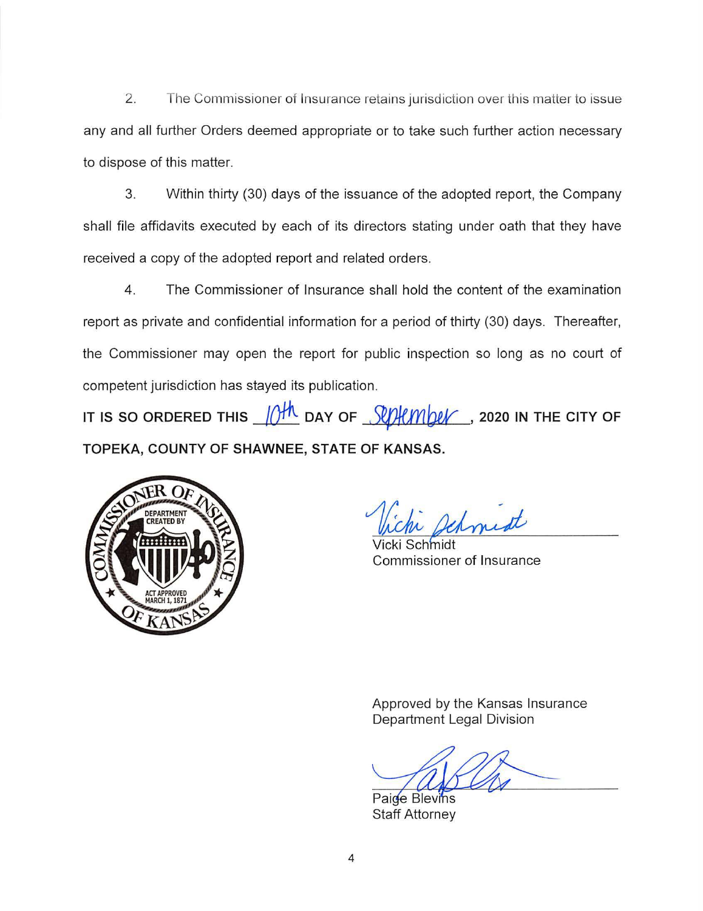2. The Commissioner of Insurance retains jurisdiction over this matter to issue any and all further Orders deemed appropriate or to take such further action necessary to dispose of this matter.

3. Within thirty (30) days of the issuance of the adopted report, the Company shall file affidavits executed by each of its directors stating under oath that they have received a copy of the adopted report and related orders.

4. The Commissioner of Insurance shall hold the content of the examination report as private and confidential information for a period of thirty (30) days. Thereafter, the Commissioner may open the report for public inspection so long as no court of competent jurisdiction has stayed its publication.

**IT IS SO ORDERED THIS 10th DAY OF September, 2020 IN THE CITY OF TOPEKA, COUNTY OF SHAWNEE, STATE OF KANSAS.**

Vicki Schmidt
Commissioner of Insurance

Approved by the Kansas Insurance Department Legal Division

Paige Blevins
Staff Attorney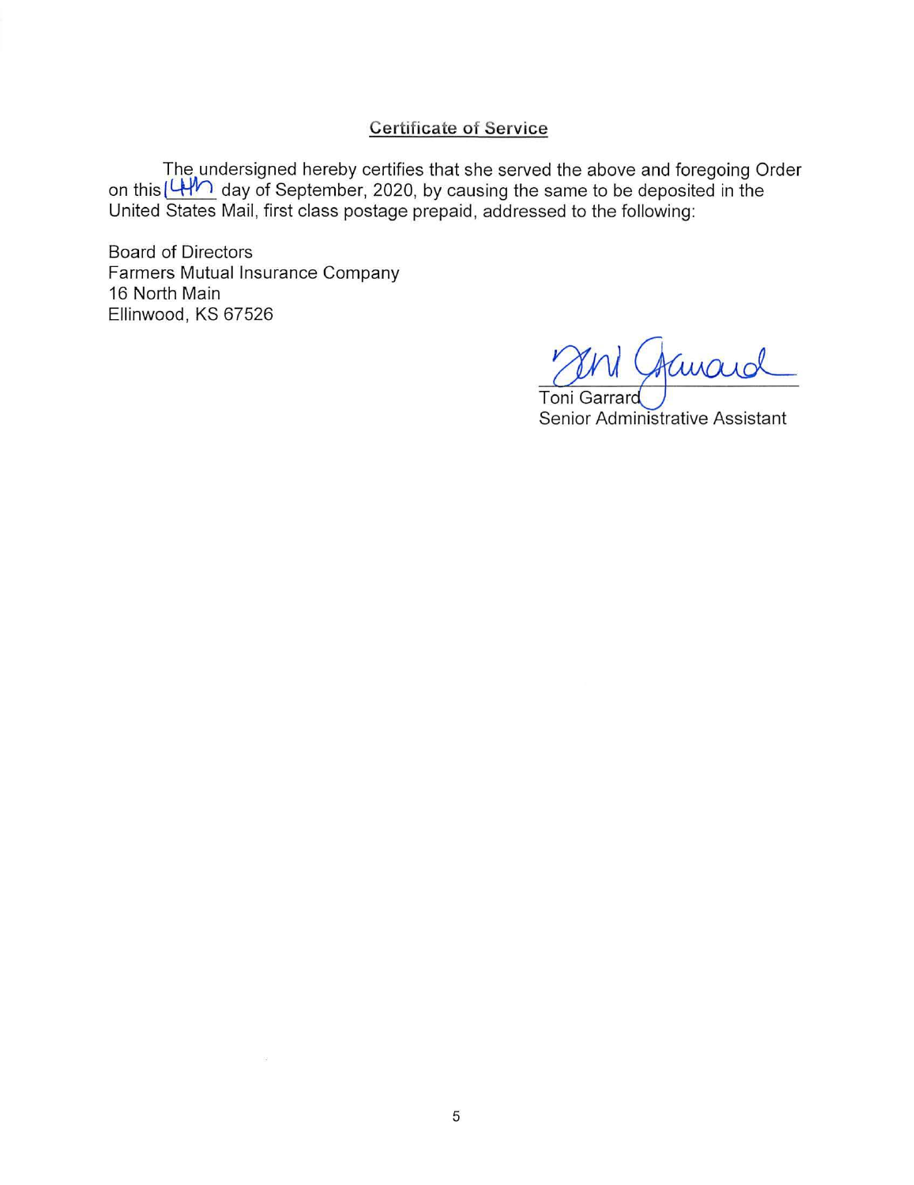## Certificate of Service

The undersigned hereby certifies that she served the above and foregoing Order on this 4th day of September, 2020, by causing the same to be deposited in the United States Mail, first class postage prepaid, addressed to the following:

Board of Directors
Farmers Mutual Insurance Company
16 North Main
Ellinwood, KS 67526

Toni Garrard
Senior Administrative Assistant